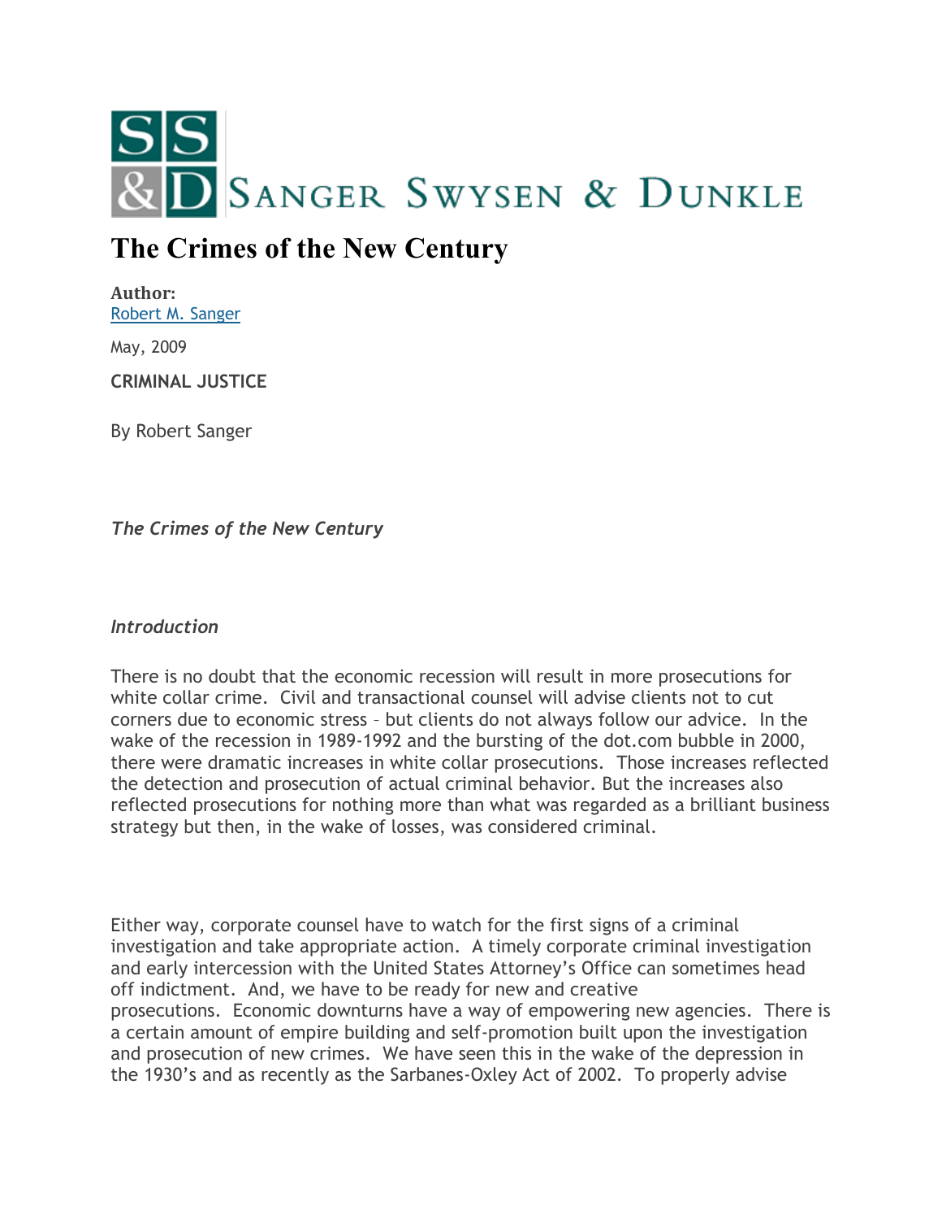SANGER SWYSEN & DUNKLE

# The Crimes of the New Century

**Author:**
Robert M. Sanger

May, 2009

**CRIMINAL JUSTICE**

By Robert Sanger

*The Crimes of the New Century*

*Introduction*

There is no doubt that the economic recession will result in more prosecutions for white collar crime. Civil and transactional counsel will advise clients not to cut corners due to economic stress – but clients do not always follow our advice. In the wake of the recession in 1989-1992 and the bursting of the dot.com bubble in 2000, there were dramatic increases in white collar prosecutions. Those increases reflected the detection and prosecution of actual criminal behavior. But the increases also reflected prosecutions for nothing more than what was regarded as a brilliant business strategy but then, in the wake of losses, was considered criminal.

Either way, corporate counsel have to watch for the first signs of a criminal investigation and take appropriate action. A timely corporate criminal investigation and early intercession with the United States Attorney's Office can sometimes head off indictment. And, we have to be ready for new and creative prosecutions. Economic downturns have a way of empowering new agencies. There is a certain amount of empire building and self-promotion built upon the investigation and prosecution of new crimes. We have seen this in the wake of the depression in the 1930's and as recently as the Sarbanes-Oxley Act of 2002. To properly advise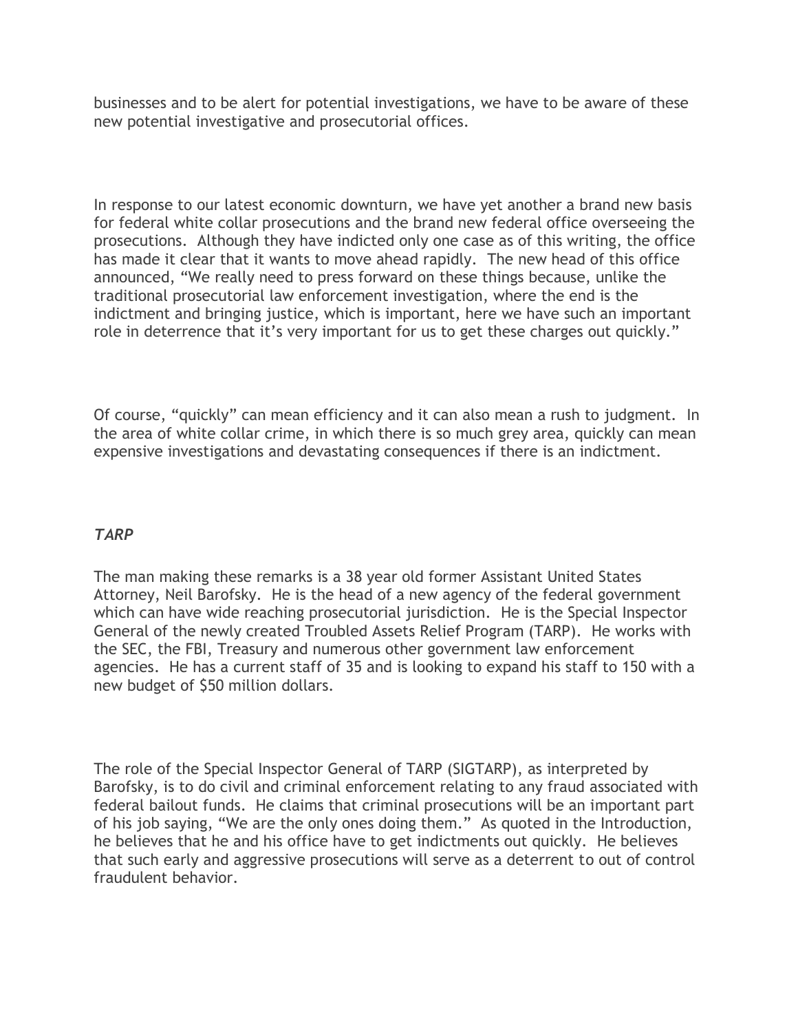businesses and to be alert for potential investigations, we have to be aware of these new potential investigative and prosecutorial offices.

In response to our latest economic downturn, we have yet another a brand new basis for federal white collar prosecutions and the brand new federal office overseeing the prosecutions. Although they have indicted only one case as of this writing, the office has made it clear that it wants to move ahead rapidly. The new head of this office announced, "We really need to press forward on these things because, unlike the traditional prosecutorial law enforcement investigation, where the end is the indictment and bringing justice, which is important, here we have such an important role in deterrence that it's very important for us to get these charges out quickly."

Of course, "quickly" can mean efficiency and it can also mean a rush to judgment. In the area of white collar crime, in which there is so much grey area, quickly can mean expensive investigations and devastating consequences if there is an indictment.

***TARP***

The man making these remarks is a 38 year old former Assistant United States Attorney, Neil Barofsky. He is the head of a new agency of the federal government which can have wide reaching prosecutorial jurisdiction. He is the Special Inspector General of the newly created Troubled Assets Relief Program (TARP). He works with the SEC, the FBI, Treasury and numerous other government law enforcement agencies. He has a current staff of 35 and is looking to expand his staff to 150 with a new budget of $50 million dollars.

The role of the Special Inspector General of TARP (SIGTARP), as interpreted by Barofsky, is to do civil and criminal enforcement relating to any fraud associated with federal bailout funds. He claims that criminal prosecutions will be an important part of his job saying, "We are the only ones doing them." As quoted in the Introduction, he believes that he and his office have to get indictments out quickly. He believes that such early and aggressive prosecutions will serve as a deterrent to out of control fraudulent behavior.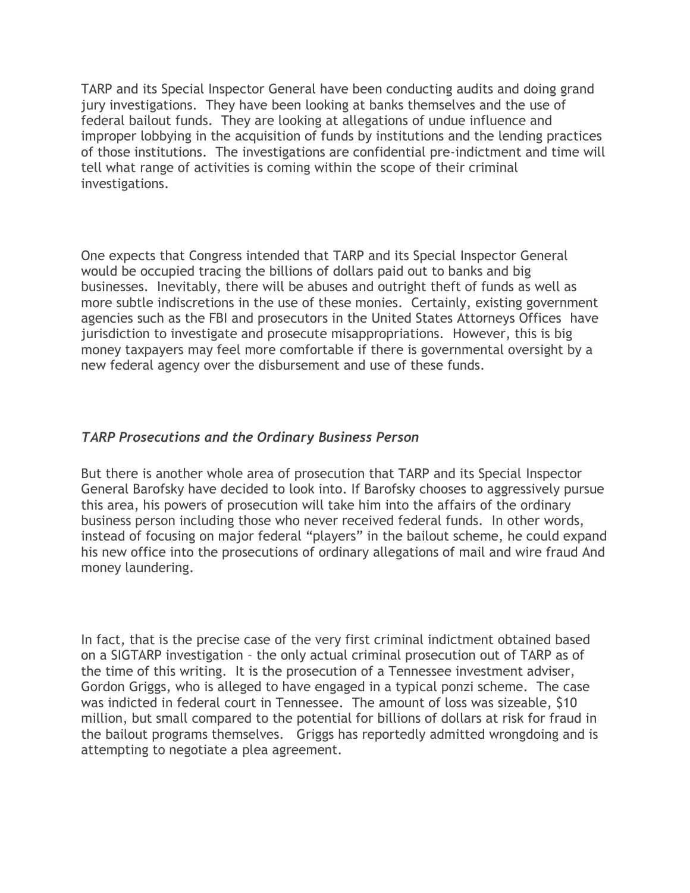TARP and its Special Inspector General have been conducting audits and doing grand jury investigations. They have been looking at banks themselves and the use of federal bailout funds. They are looking at allegations of undue influence and improper lobbying in the acquisition of funds by institutions and the lending practices of those institutions. The investigations are confidential pre-indictment and time will tell what range of activities is coming within the scope of their criminal investigations.

One expects that Congress intended that TARP and its Special Inspector General would be occupied tracing the billions of dollars paid out to banks and big businesses. Inevitably, there will be abuses and outright theft of funds as well as more subtle indiscretions in the use of these monies. Certainly, existing government agencies such as the FBI and prosecutors in the United States Attorneys Offices have jurisdiction to investigate and prosecute misappropriations. However, this is big money taxpayers may feel more comfortable if there is governmental oversight by a new federal agency over the disbursement and use of these funds.

### *TARP Prosecutions and the Ordinary Business Person*

But there is another whole area of prosecution that TARP and its Special Inspector General Barofsky have decided to look into. If Barofsky chooses to aggressively pursue this area, his powers of prosecution will take him into the affairs of the ordinary business person including those who never received federal funds. In other words, instead of focusing on major federal "players" in the bailout scheme, he could expand his new office into the prosecutions of ordinary allegations of mail and wire fraud And money laundering.

In fact, that is the precise case of the very first criminal indictment obtained based on a SIGTARP investigation – the only actual criminal prosecution out of TARP as of the time of this writing. It is the prosecution of a Tennessee investment adviser, Gordon Griggs, who is alleged to have engaged in a typical ponzi scheme. The case was indicted in federal court in Tennessee. The amount of loss was sizeable, $10 million, but small compared to the potential for billions of dollars at risk for fraud in the bailout programs themselves. Griggs has reportedly admitted wrongdoing and is attempting to negotiate a plea agreement.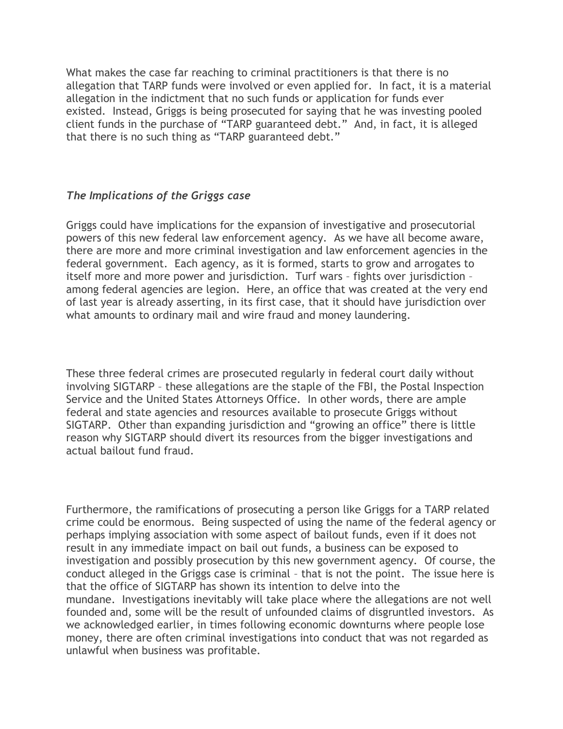What makes the case far reaching to criminal practitioners is that there is no allegation that TARP funds were involved or even applied for. In fact, it is a material allegation in the indictment that no such funds or application for funds ever existed. Instead, Griggs is being prosecuted for saying that he was investing pooled client funds in the purchase of "TARP guaranteed debt." And, in fact, it is alleged that there is no such thing as "TARP guaranteed debt."

### *The Implications of the Griggs case*

Griggs could have implications for the expansion of investigative and prosecutorial powers of this new federal law enforcement agency. As we have all become aware, there are more and more criminal investigation and law enforcement agencies in the federal government. Each agency, as it is formed, starts to grow and arrogates to itself more and more power and jurisdiction. Turf wars – fights over jurisdiction – among federal agencies are legion. Here, an office that was created at the very end of last year is already asserting, in its first case, that it should have jurisdiction over what amounts to ordinary mail and wire fraud and money laundering.

These three federal crimes are prosecuted regularly in federal court daily without involving SIGTARP – these allegations are the staple of the FBI, the Postal Inspection Service and the United States Attorneys Office. In other words, there are ample federal and state agencies and resources available to prosecute Griggs without SIGTARP. Other than expanding jurisdiction and "growing an office" there is little reason why SIGTARP should divert its resources from the bigger investigations and actual bailout fund fraud.

Furthermore, the ramifications of prosecuting a person like Griggs for a TARP related crime could be enormous. Being suspected of using the name of the federal agency or perhaps implying association with some aspect of bailout funds, even if it does not result in any immediate impact on bail out funds, a business can be exposed to investigation and possibly prosecution by this new government agency. Of course, the conduct alleged in the Griggs case is criminal – that is not the point. The issue here is that the office of SIGTARP has shown its intention to delve into the mundane. Investigations inevitably will take place where the allegations are not well founded and, some will be the result of unfounded claims of disgruntled investors. As we acknowledged earlier, in times following economic downturns where people lose money, there are often criminal investigations into conduct that was not regarded as unlawful when business was profitable.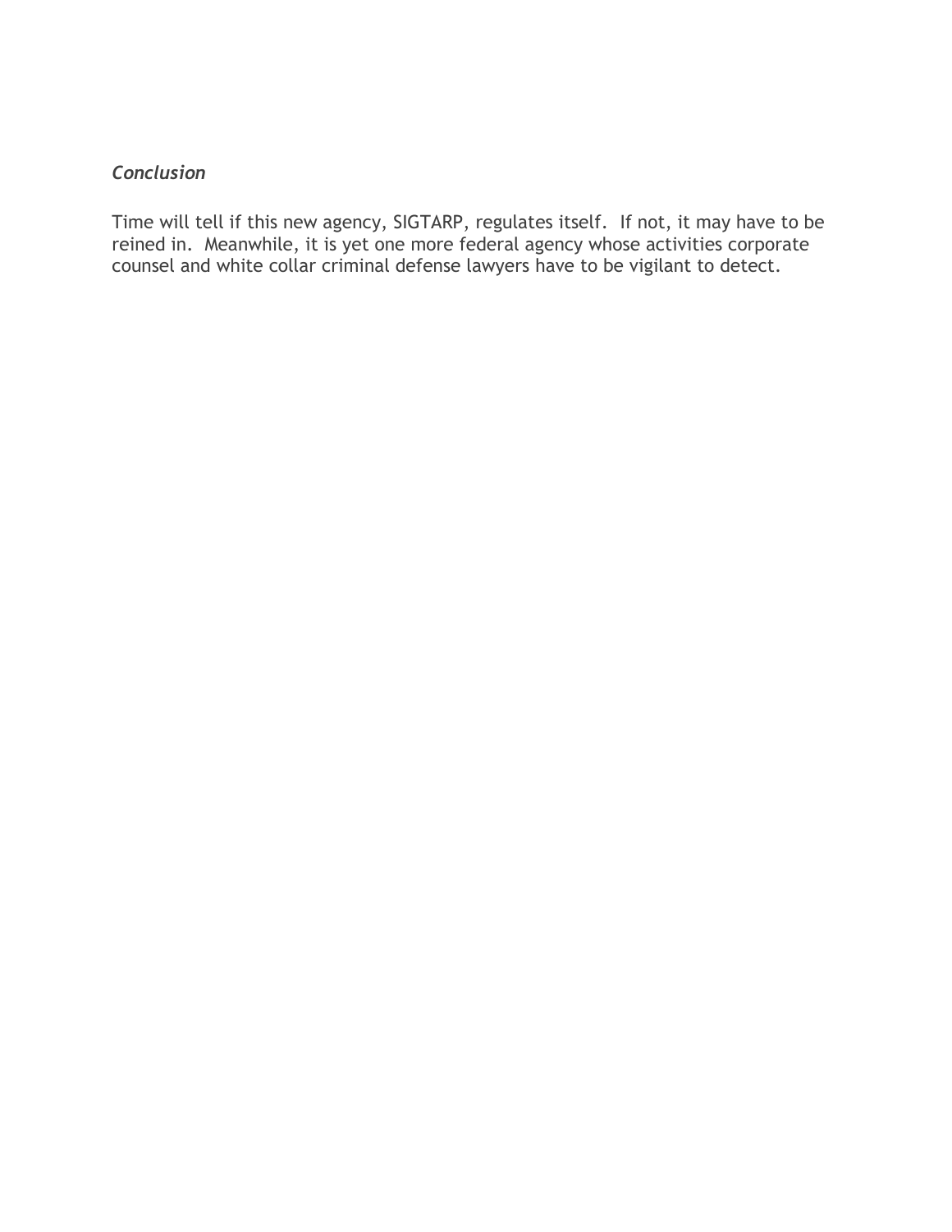*Conclusion*

Time will tell if this new agency, SIGTARP, regulates itself. If not, it may have to be reined in. Meanwhile, it is yet one more federal agency whose activities corporate counsel and white collar criminal defense lawyers have to be vigilant to detect.